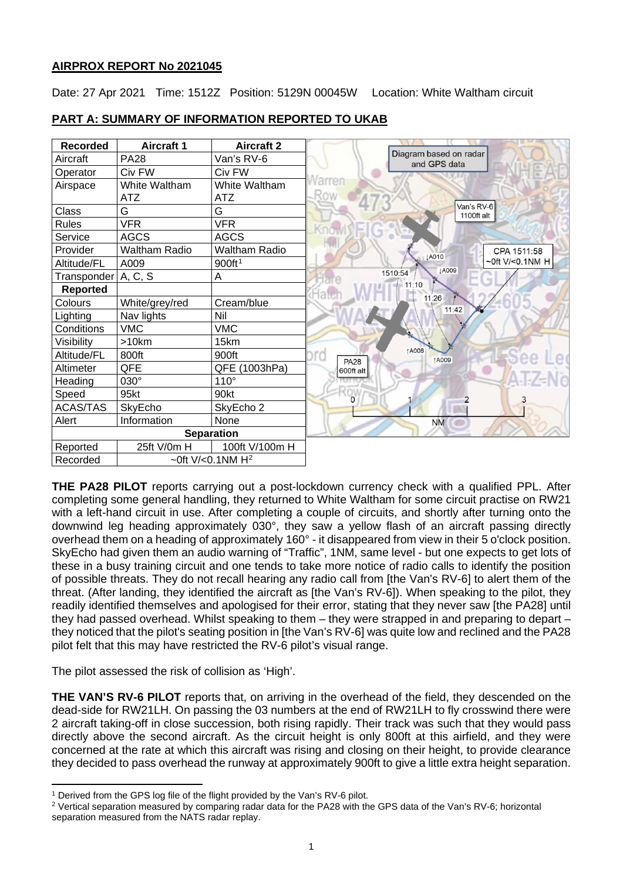**AIRPROX REPORT No 2021045**

Date: 27 Apr 2021 Time: 1512Z Position: 5129N 00045W Location: White Waltham circuit

## PART A: SUMMARY OF INFORMATION REPORTED TO UKAB

| Recorded | Aircraft 1 | Aircraft 2 |
|---|---|---|
| Aircraft | PA28 | Van's RV-6 |
| Operator | Civ FW | Civ FW |
| Airspace | White Waltham ATZ | White Waltham ATZ |
| Class | G | G |
| Rules | VFR | VFR |
| Service | AGCS | AGCS |
| Provider | Waltham Radio | Waltham Radio |
| Altitude/FL | A009 | 900ft[1] |
| Transponder | A, C, S | A |
| **Reported** | | |
| Colours | White/grey/red | Cream/blue |
| Lighting | Nav lights | Nil |
| Conditions | VMC | VMC |
| Visibility | >10km | 15km |
| Altitude/FL | 800ft | 900ft |
| Altimeter | QFE | QFE (1003hPa) |
| Heading | 030° | 110° |
| Speed | 95kt | 90kt |
| ACAS/TAS | SkyEcho | SkyEcho 2 |
| Alert | Information | None |
| **Separation** | | |
| Reported | 25ft V/0m H | 100ft V/100m H |
| Recorded | ~0ft V/<0.1NM H[2] | |

Diagram based on radar and GPS data

**THE PA28 PILOT** reports carrying out a post-lockdown currency check with a qualified PPL. After completing some general handling, they returned to White Waltham for some circuit practise on RW21 with a left-hand circuit in use. After completing a couple of circuits, and shortly after turning onto the downwind leg heading approximately 030°, they saw a yellow flash of an aircraft passing directly overhead them on a heading of approximately 160° - it disappeared from view in their 5 o'clock position. SkyEcho had given them an audio warning of "Traffic", 1NM, same level - but one expects to get lots of these in a busy training circuit and one tends to take more notice of radio calls to identify the position of possible threats. They do not recall hearing any radio call from [the Van's RV-6] to alert them of the threat. (After landing, they identified the aircraft as [the Van's RV-6]). When speaking to the pilot, they readily identified themselves and apologised for their error, stating that they never saw [the PA28] until they had passed overhead. Whilst speaking to them – they were strapped in and preparing to depart – they noticed that the pilot's seating position in [the Van's RV-6] was quite low and reclined and the PA28 pilot felt that this may have restricted the RV-6 pilot's visual range.

The pilot assessed the risk of collision as 'High'.

**THE VAN'S RV-6 PILOT** reports that, on arriving in the overhead of the field, they descended on the dead-side for RW21LH. On passing the 03 numbers at the end of RW21LH to fly crosswind there were 2 aircraft taking-off in close succession, both rising rapidly. Their track was such that they would pass directly above the second aircraft. As the circuit height is only 800ft at this airfield, and they were concerned at the rate at which this aircraft was rising and closing on their height, to provide clearance they decided to pass overhead the runway at approximately 900ft to give a little extra height separation.

[1] Derived from the GPS log file of the flight provided by the Van's RV-6 pilot.

[2] Vertical separation measured by comparing radar data for the PA28 with the GPS data of the Van's RV-6; horizontal separation measured from the NATS radar replay.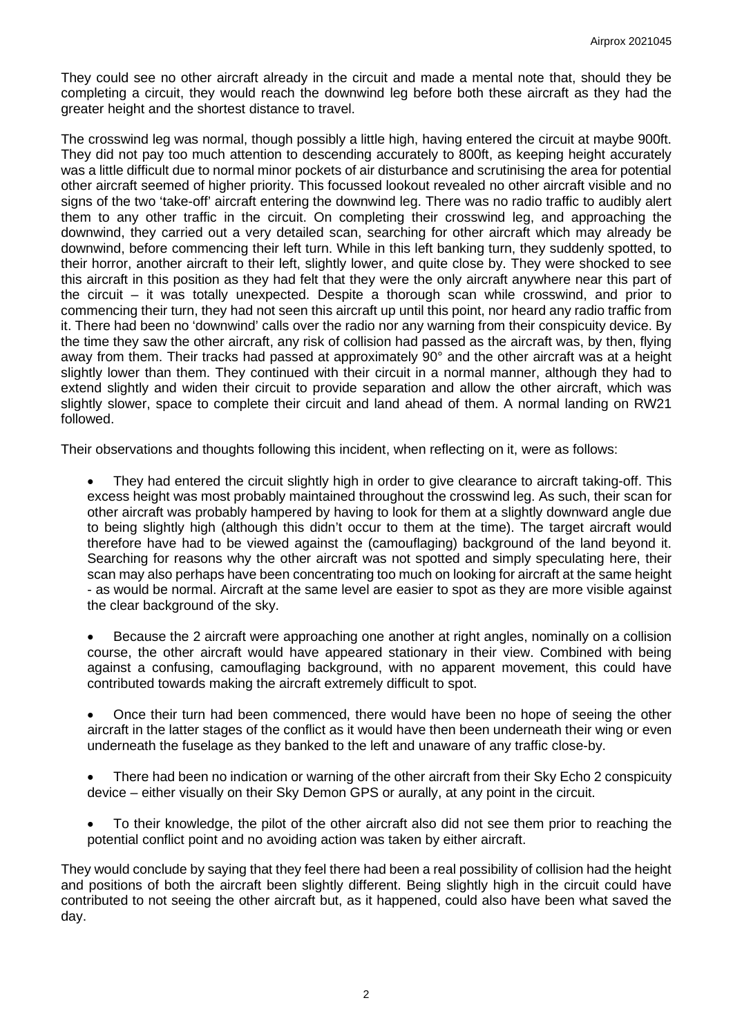They could see no other aircraft already in the circuit and made a mental note that, should they be completing a circuit, they would reach the downwind leg before both these aircraft as they had the greater height and the shortest distance to travel.

The crosswind leg was normal, though possibly a little high, having entered the circuit at maybe 900ft. They did not pay too much attention to descending accurately to 800ft, as keeping height accurately was a little difficult due to normal minor pockets of air disturbance and scrutinising the area for potential other aircraft seemed of higher priority. This focussed lookout revealed no other aircraft visible and no signs of the two 'take-off' aircraft entering the downwind leg. There was no radio traffic to audibly alert them to any other traffic in the circuit. On completing their crosswind leg, and approaching the downwind, they carried out a very detailed scan, searching for other aircraft which may already be downwind, before commencing their left turn. While in this left banking turn, they suddenly spotted, to their horror, another aircraft to their left, slightly lower, and quite close by. They were shocked to see this aircraft in this position as they had felt that they were the only aircraft anywhere near this part of the circuit – it was totally unexpected. Despite a thorough scan while crosswind, and prior to commencing their turn, they had not seen this aircraft up until this point, nor heard any radio traffic from it. There had been no 'downwind' calls over the radio nor any warning from their conspicuity device. By the time they saw the other aircraft, any risk of collision had passed as the aircraft was, by then, flying away from them. Their tracks had passed at approximately 90° and the other aircraft was at a height slightly lower than them. They continued with their circuit in a normal manner, although they had to extend slightly and widen their circuit to provide separation and allow the other aircraft, which was slightly slower, space to complete their circuit and land ahead of them. A normal landing on RW21 followed.

Their observations and thoughts following this incident, when reflecting on it, were as follows:

- They had entered the circuit slightly high in order to give clearance to aircraft taking-off. This excess height was most probably maintained throughout the crosswind leg. As such, their scan for other aircraft was probably hampered by having to look for them at a slightly downward angle due to being slightly high (although this didn't occur to them at the time). The target aircraft would therefore have had to be viewed against the (camouflaging) background of the land beyond it. Searching for reasons why the other aircraft was not spotted and simply speculating here, their scan may also perhaps have been concentrating too much on looking for aircraft at the same height - as would be normal. Aircraft at the same level are easier to spot as they are more visible against the clear background of the sky.

- Because the 2 aircraft were approaching one another at right angles, nominally on a collision course, the other aircraft would have appeared stationary in their view. Combined with being against a confusing, camouflaging background, with no apparent movement, this could have contributed towards making the aircraft extremely difficult to spot.

- Once their turn had been commenced, there would have been no hope of seeing the other aircraft in the latter stages of the conflict as it would have then been underneath their wing or even underneath the fuselage as they banked to the left and unaware of any traffic close-by.

- There had been no indication or warning of the other aircraft from their Sky Echo 2 conspicuity device – either visually on their Sky Demon GPS or aurally, at any point in the circuit.

- To their knowledge, the pilot of the other aircraft also did not see them prior to reaching the potential conflict point and no avoiding action was taken by either aircraft.

They would conclude by saying that they feel there had been a real possibility of collision had the height and positions of both the aircraft been slightly different. Being slightly high in the circuit could have contributed to not seeing the other aircraft but, as it happened, could also have been what saved the day.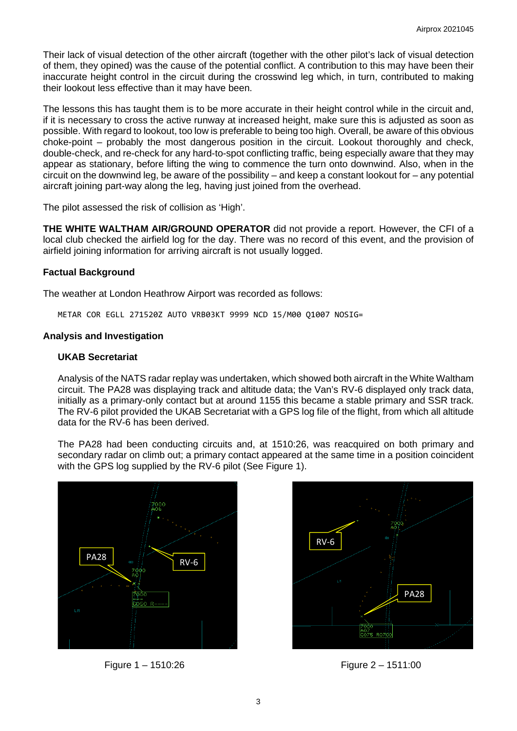Their lack of visual detection of the other aircraft (together with the other pilot's lack of visual detection of them, they opined) was the cause of the potential conflict. A contribution to this may have been their inaccurate height control in the circuit during the crosswind leg which, in turn, contributed to making their lookout less effective than it may have been.

The lessons this has taught them is to be more accurate in their height control while in the circuit and, if it is necessary to cross the active runway at increased height, make sure this is adjusted as soon as possible. With regard to lookout, too low is preferable to being too high. Overall, be aware of this obvious choke-point – probably the most dangerous position in the circuit. Lookout thoroughly and check, double-check, and re-check for any hard-to-spot conflicting traffic, being especially aware that they may appear as stationary, before lifting the wing to commence the turn onto downwind. Also, when in the circuit on the downwind leg, be aware of the possibility – and keep a constant lookout for – any potential aircraft joining part-way along the leg, having just joined from the overhead.

The pilot assessed the risk of collision as 'High'.

**THE WHITE WALTHAM AIR/GROUND OPERATOR** did not provide a report. However, the CFI of a local club checked the airfield log for the day. There was no record of this event, and the provision of airfield joining information for arriving aircraft is not usually logged.

### Factual Background

The weather at London Heathrow Airport was recorded as follows:

```
METAR COR EGLL 271520Z AUTO VRB03KT 9999 NCD 15/M00 Q1007 NOSIG=
```

### Analysis and Investigation

#### UKAB Secretariat

Analysis of the NATS radar replay was undertaken, which showed both aircraft in the White Waltham circuit. The PA28 was displaying track and altitude data; the Van's RV-6 displayed only track data, initially as a primary-only contact but at around 1155 this became a stable primary and SSR track. The RV-6 pilot provided the UKAB Secretariat with a GPS log file of the flight, from which all altitude data for the RV-6 has been derived.

The PA28 had been conducting circuits and, at 1510:26, was reacquired on both primary and secondary radar on climb out; a primary contact appeared at the same time in a position coincident with the GPS log supplied by the RV-6 pilot (See Figure 1).

Figure 1 – 1510:26

Figure 2 – 1511:00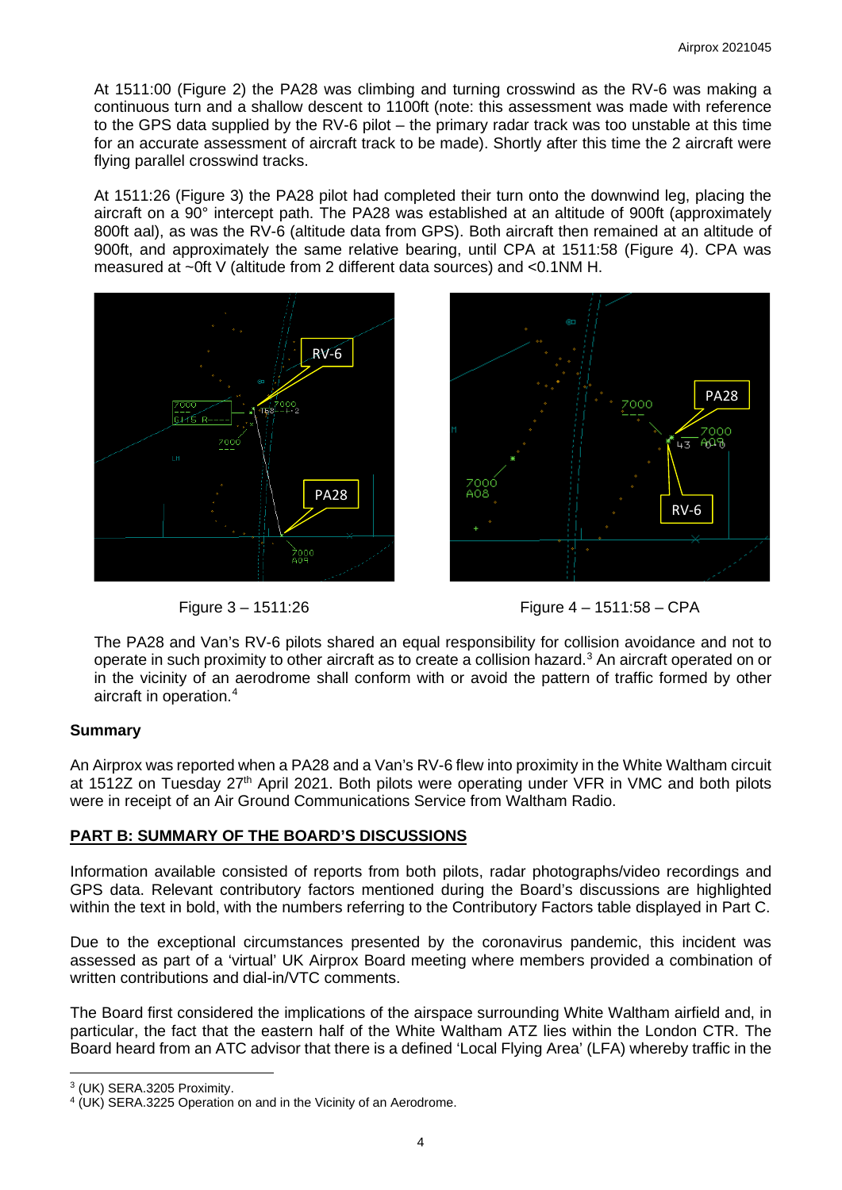At 1511:00 (Figure 2) the PA28 was climbing and turning crosswind as the RV-6 was making a continuous turn and a shallow descent to 1100ft (note: this assessment was made with reference to the GPS data supplied by the RV-6 pilot – the primary radar track was too unstable at this time for an accurate assessment of aircraft track to be made). Shortly after this time the 2 aircraft were flying parallel crosswind tracks.

At 1511:26 (Figure 3) the PA28 pilot had completed their turn onto the downwind leg, placing the aircraft on a 90° intercept path. The PA28 was established at an altitude of 900ft (approximately 800ft aal), as was the RV-6 (altitude data from GPS). Both aircraft then remained at an altitude of 900ft, and approximately the same relative bearing, until CPA at 1511:58 (Figure 4). CPA was measured at ~0ft V (altitude from 2 different data sources) and <0.1NM H.

Figure 3 – 1511:26

Figure 4 – 1511:58 – CPA

The PA28 and Van's RV-6 pilots shared an equal responsibility for collision avoidance and not to operate in such proximity to other aircraft as to create a collision hazard.[3] An aircraft operated on or in the vicinity of an aerodrome shall conform with or avoid the pattern of traffic formed by other aircraft in operation.[4]

## Summary

An Airprox was reported when a PA28 and a Van's RV-6 flew into proximity in the White Waltham circuit at 1512Z on Tuesday 27th April 2021. Both pilots were operating under VFR in VMC and both pilots were in receipt of an Air Ground Communications Service from Waltham Radio.

## PART B: SUMMARY OF THE BOARD'S DISCUSSIONS

Information available consisted of reports from both pilots, radar photographs/video recordings and GPS data. Relevant contributory factors mentioned during the Board's discussions are highlighted within the text in bold, with the numbers referring to the Contributory Factors table displayed in Part C.

Due to the exceptional circumstances presented by the coronavirus pandemic, this incident was assessed as part of a 'virtual' UK Airprox Board meeting where members provided a combination of written contributions and dial-in/VTC comments.

The Board first considered the implications of the airspace surrounding White Waltham airfield and, in particular, the fact that the eastern half of the White Waltham ATZ lies within the London CTR. The Board heard from an ATC advisor that there is a defined 'Local Flying Area' (LFA) whereby traffic in the

[3] (UK) SERA.3205 Proximity.
[4] (UK) SERA.3225 Operation on and in the Vicinity of an Aerodrome.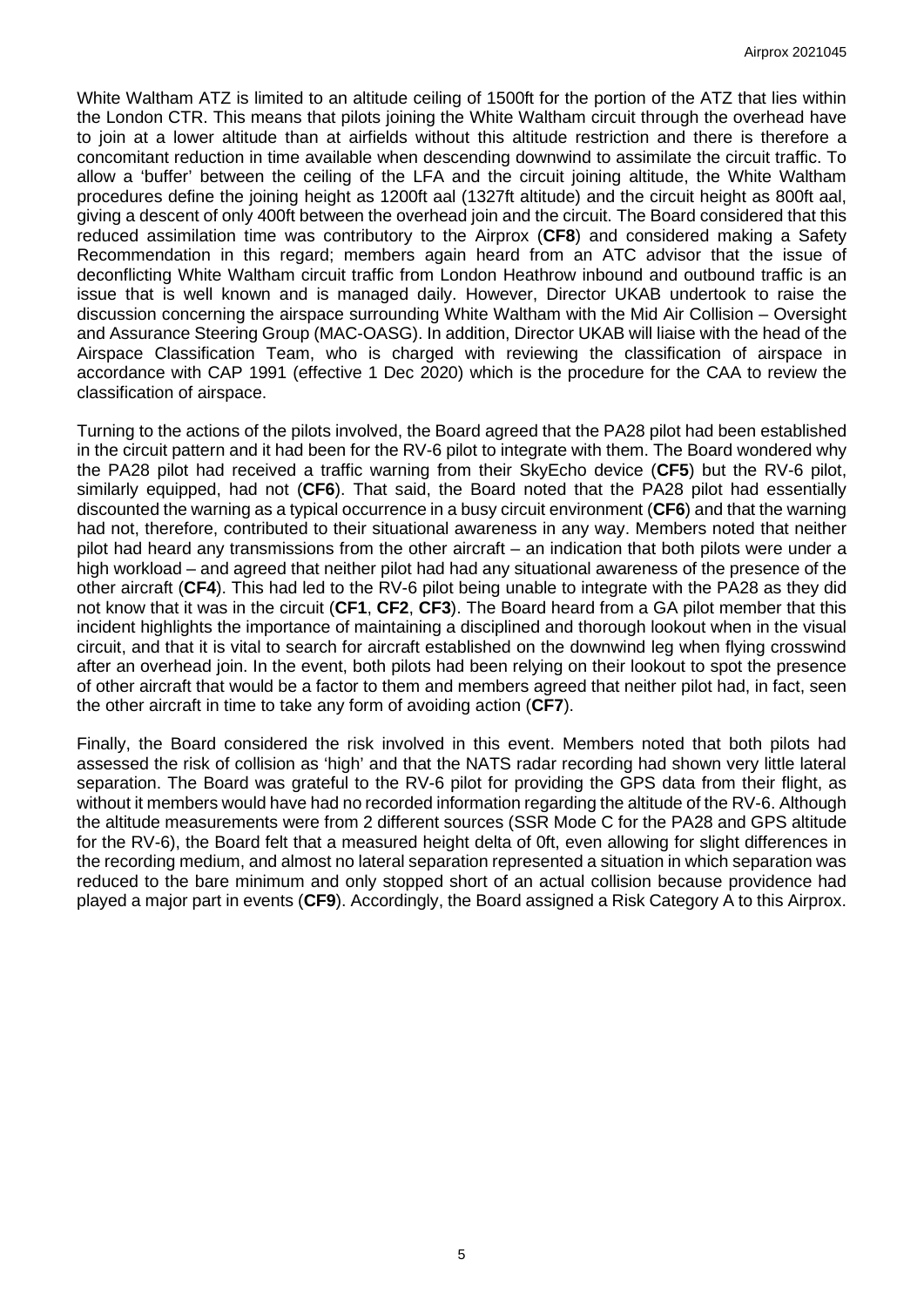White Waltham ATZ is limited to an altitude ceiling of 1500ft for the portion of the ATZ that lies within the London CTR. This means that pilots joining the White Waltham circuit through the overhead have to join at a lower altitude than at airfields without this altitude restriction and there is therefore a concomitant reduction in time available when descending downwind to assimilate the circuit traffic. To allow a 'buffer' between the ceiling of the LFA and the circuit joining altitude, the White Waltham procedures define the joining height as 1200ft aal (1327ft altitude) and the circuit height as 800ft aal, giving a descent of only 400ft between the overhead join and the circuit. The Board considered that this reduced assimilation time was contributory to the Airprox (**CF8**) and considered making a Safety Recommendation in this regard; members again heard from an ATC advisor that the issue of deconflicting White Waltham circuit traffic from London Heathrow inbound and outbound traffic is an issue that is well known and is managed daily. However, Director UKAB undertook to raise the discussion concerning the airspace surrounding White Waltham with the Mid Air Collision – Oversight and Assurance Steering Group (MAC-OASG). In addition, Director UKAB will liaise with the head of the Airspace Classification Team, who is charged with reviewing the classification of airspace in accordance with CAP 1991 (effective 1 Dec 2020) which is the procedure for the CAA to review the classification of airspace.

Turning to the actions of the pilots involved, the Board agreed that the PA28 pilot had been established in the circuit pattern and it had been for the RV-6 pilot to integrate with them. The Board wondered why the PA28 pilot had received a traffic warning from their SkyEcho device (**CF5**) but the RV-6 pilot, similarly equipped, had not (**CF6**). That said, the Board noted that the PA28 pilot had essentially discounted the warning as a typical occurrence in a busy circuit environment (**CF6**) and that the warning had not, therefore, contributed to their situational awareness in any way. Members noted that neither pilot had heard any transmissions from the other aircraft – an indication that both pilots were under a high workload – and agreed that neither pilot had had any situational awareness of the presence of the other aircraft (**CF4**). This had led to the RV-6 pilot being unable to integrate with the PA28 as they did not know that it was in the circuit (**CF1**, **CF2**, **CF3**). The Board heard from a GA pilot member that this incident highlights the importance of maintaining a disciplined and thorough lookout when in the visual circuit, and that it is vital to search for aircraft established on the downwind leg when flying crosswind after an overhead join. In the event, both pilots had been relying on their lookout to spot the presence of other aircraft that would be a factor to them and members agreed that neither pilot had, in fact, seen the other aircraft in time to take any form of avoiding action (**CF7**).

Finally, the Board considered the risk involved in this event. Members noted that both pilots had assessed the risk of collision as 'high' and that the NATS radar recording had shown very little lateral separation. The Board was grateful to the RV-6 pilot for providing the GPS data from their flight, as without it members would have had no recorded information regarding the altitude of the RV-6. Although the altitude measurements were from 2 different sources (SSR Mode C for the PA28 and GPS altitude for the RV-6), the Board felt that a measured height delta of 0ft, even allowing for slight differences in the recording medium, and almost no lateral separation represented a situation in which separation was reduced to the bare minimum and only stopped short of an actual collision because providence had played a major part in events (**CF9**). Accordingly, the Board assigned a Risk Category A to this Airprox.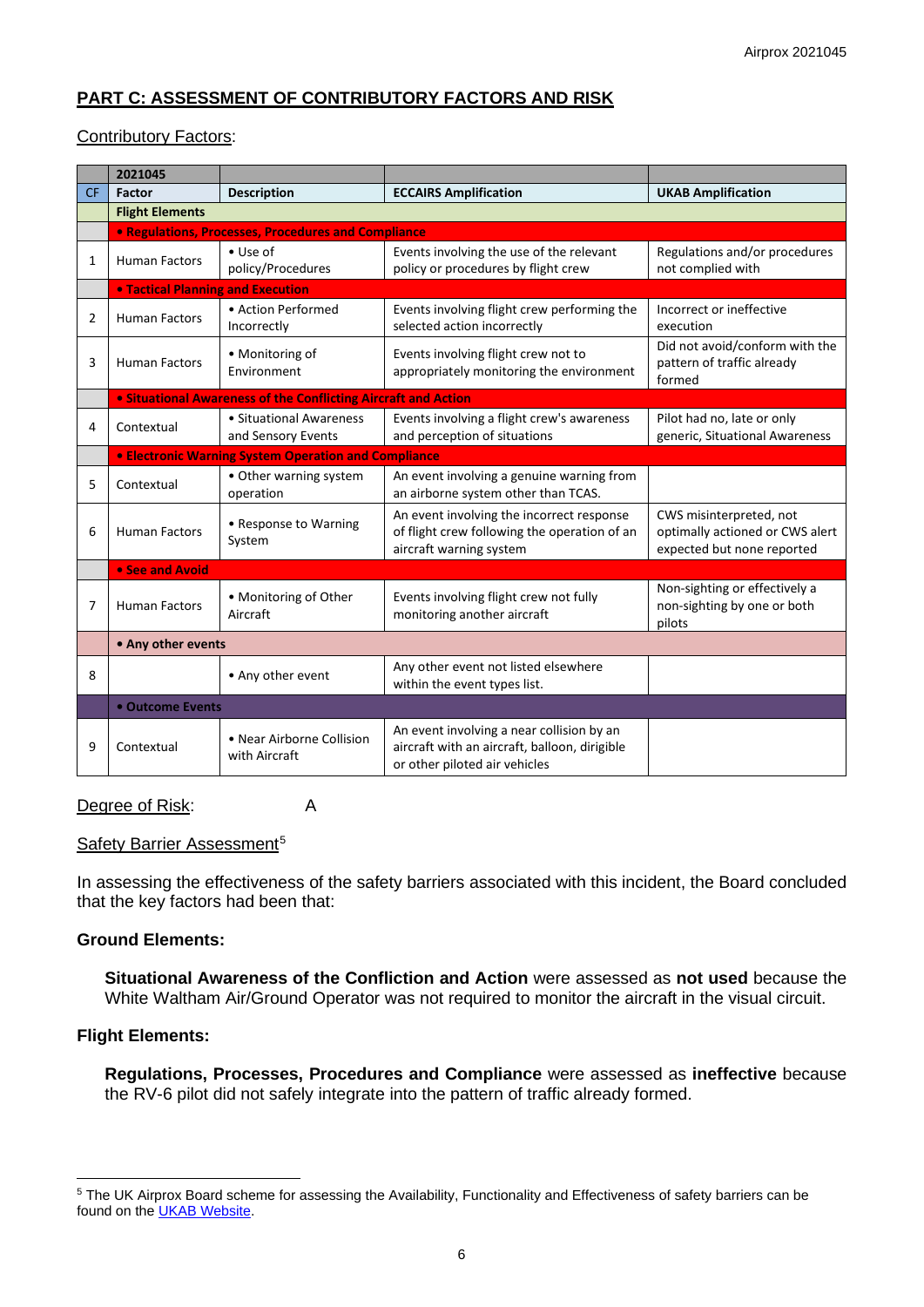## PART C: ASSESSMENT OF CONTRIBUTORY FACTORS AND RISK

Contributory Factors:

| | 2021045 | | | |
|---|---|---|---|---|
| CF | Factor | Description | ECCAIRS Amplification | UKAB Amplification |
| | **Flight Elements** | | | |
| | **• Regulations, Processes, Procedures and Compliance** | | | |
| 1 | Human Factors | • Use of policy/Procedures | Events involving the use of the relevant policy or procedures by flight crew | Regulations and/or procedures not complied with |
| | **• Tactical Planning and Execution** | | | |
| 2 | Human Factors | • Action Performed Incorrectly | Events involving flight crew performing the selected action incorrectly | Incorrect or ineffective execution |
| 3 | Human Factors | • Monitoring of Environment | Events involving flight crew not to appropriately monitoring the environment | Did not avoid/conform with the pattern of traffic already formed |
| | **• Situational Awareness of the Conflicting Aircraft and Action** | | | |
| 4 | Contextual | • Situational Awareness and Sensory Events | Events involving a flight crew's awareness and perception of situations | Pilot had no, late or only generic, Situational Awareness |
| | **• Electronic Warning System Operation and Compliance** | | | |
| 5 | Contextual | • Other warning system operation | An event involving a genuine warning from an airborne system other than TCAS. | |
| 6 | Human Factors | • Response to Warning System | An event involving the incorrect response of flight crew following the operation of an aircraft warning system | CWS misinterpreted, not optimally actioned or CWS alert expected but none reported |
| | **• See and Avoid** | | | |
| 7 | Human Factors | • Monitoring of Other Aircraft | Events involving flight crew not fully monitoring another aircraft | Non-sighting or effectively a non-sighting by one or both pilots |
| | **• Any other events** | | | |
| 8 | | • Any other event | Any other event not listed elsewhere within the event types list. | |
| | **• Outcome Events** | | | |
| 9 | Contextual | • Near Airborne Collision with Aircraft | An event involving a near collision by an aircraft with an aircraft, balloon, dirigible or other piloted air vehicles | |

Degree of Risk: A

Safety Barrier Assessment[5]

In assessing the effectiveness of the safety barriers associated with this incident, the Board concluded that the key factors had been that:

### Ground Elements:

**Situational Awareness of the Confliction and Action** were assessed as **not used** because the White Waltham Air/Ground Operator was not required to monitor the aircraft in the visual circuit.

### Flight Elements:

**Regulations, Processes, Procedures and Compliance** were assessed as **ineffective** because the RV-6 pilot did not safely integrate into the pattern of traffic already formed.

---

[5] The UK Airprox Board scheme for assessing the Availability, Functionality and Effectiveness of safety barriers can be found on the UKAB Website.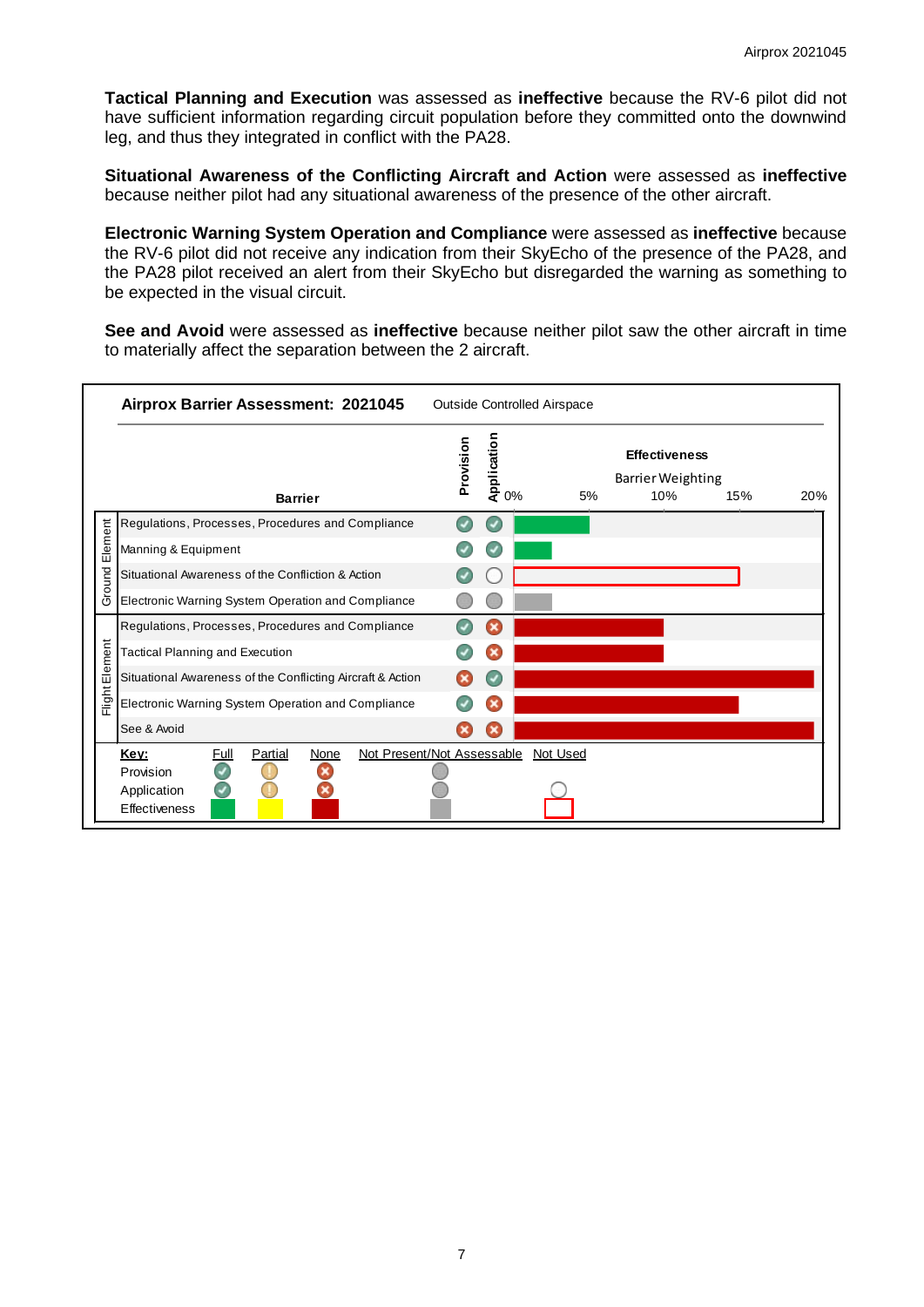**Tactical Planning and Execution** was assessed as **ineffective** because the RV-6 pilot did not have sufficient information regarding circuit population before they committed onto the downwind leg, and thus they integrated in conflict with the PA28.

**Situational Awareness of the Conflicting Aircraft and Action** were assessed as **ineffective** because neither pilot had any situational awareness of the presence of the other aircraft.

**Electronic Warning System Operation and Compliance** were assessed as **ineffective** because the RV-6 pilot did not receive any indication from their SkyEcho of the presence of the PA28, and the PA28 pilot received an alert from their SkyEcho but disregarded the warning as something to be expected in the visual circuit.

**See and Avoid** were assessed as **ineffective** because neither pilot saw the other aircraft in time to materially affect the separation between the 2 aircraft.

**Airprox Barrier Assessment: 2021045**

Outside Controlled Airspace

Barrier

Provision

Application

Effectiveness

Barrier Weighting

0% 5% 10% 15% 20%

Ground Element

Regulations, Processes, Procedures and Compliance

Manning & Equipment

Situational Awareness of the Confliction & Action

Electronic Warning System Operation and Compliance

Flight Element

Regulations, Processes, Procedures and Compliance

Tactical Planning and Execution

Situational Awareness of the Conflicting Aircraft & Action

Electronic Warning System Operation and Compliance

See & Avoid

Key: Full Partial None Not Present/Not Assessable Not Used

Provision

Application

Effectiveness